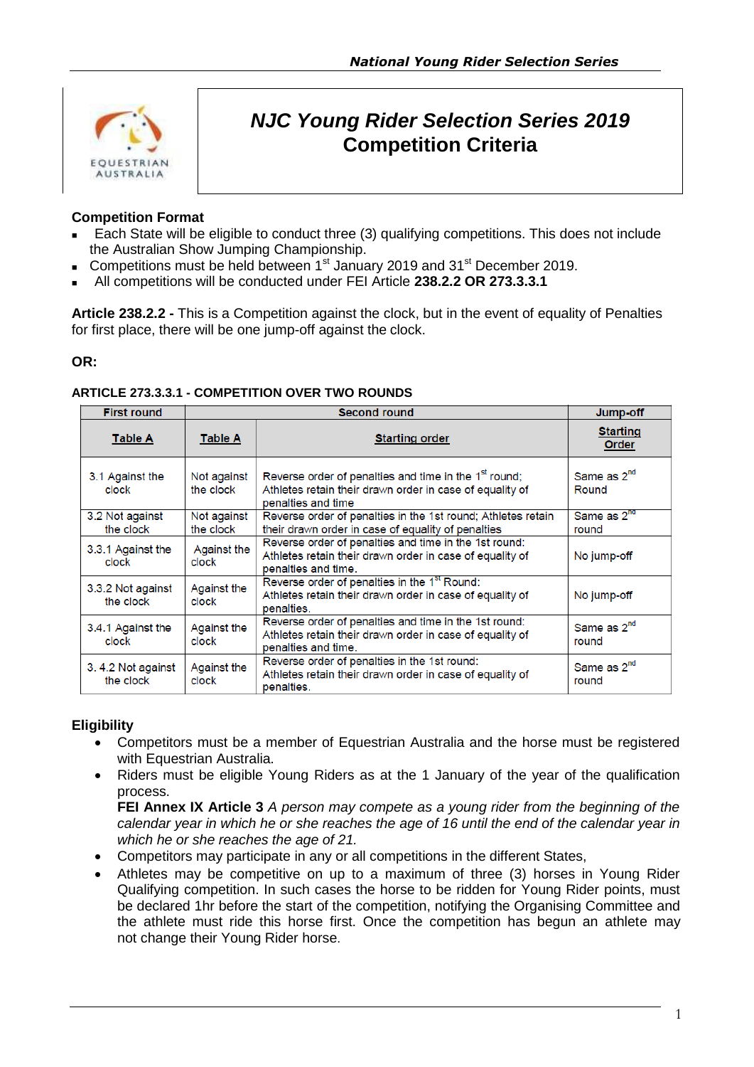# NJC Young Rider Selection Series 2019
# Competition Criteria

## Competition Format

- Each State will be eligible to conduct three (3) qualifying competitions. This does not include the Australian Show Jumping Championship.
- Competitions must be held between 1st January 2019 and 31st December 2019.
- All competitions will be conducted under FEI Article **238.2.2 OR 273.3.3.1**

**Article 238.2.2 -** This is a Competition against the clock, but in the event of equality of Penalties for first place, there will be one jump-off against the clock.

**OR:**

**ARTICLE 273.3.3.1 - COMPETITION OVER TWO ROUNDS**

| First round | Second round | | Jump-off |
|---|---|---|---|
| Table A | Table A | Starting order | Starting Order |
| 3.1 Against the clock | Not against the clock | Reverse order of penalties and time in the 1st round; Athletes retain their drawn order in case of equality of penalties and time | Same as 2nd Round |
| 3.2 Not against the clock | Not against the clock | Reverse order of penalties in the 1st round; Athletes retain their drawn order in case of equality of penalties | Same as 2nd round |
| 3.3.1 Against the clock | Against the clock | Reverse order of penalties and time in the 1st round: Athletes retain their drawn order in case of equality of penalties and time. | No jump-off |
| 3.3.2 Not against the clock | Against the clock | Reverse order of penalties in the 1st Round: Athletes retain their drawn order in case of equality of penalties. | No jump-off |
| 3.4.1 Against the clock | Against the clock | Reverse order of penalties and time in the 1st round: Athletes retain their drawn order in case of equality of penalties and time. | Same as 2nd round |
| 3. 4.2 Not against the clock | Against the clock | Reverse order of penalties in the 1st round: Athletes retain their drawn order in case of equality of penalties. | Same as 2nd round |

## Eligibility

- Competitors must be a member of Equestrian Australia and the horse must be registered with Equestrian Australia.
- Riders must be eligible Young Riders as at the 1 January of the year of the qualification process.
  **FEI Annex IX Article 3** *A person may compete as a young rider from the beginning of the calendar year in which he or she reaches the age of 16 until the end of the calendar year in which he or she reaches the age of 21.*
- Competitors may participate in any or all competitions in the different States,
- Athletes may be competitive on up to a maximum of three (3) horses in Young Rider Qualifying competition. In such cases the horse to be ridden for Young Rider points, must be declared 1hr before the start of the competition, notifying the Organising Committee and the athlete must ride this horse first. Once the competition has begun an athlete may not change their Young Rider horse.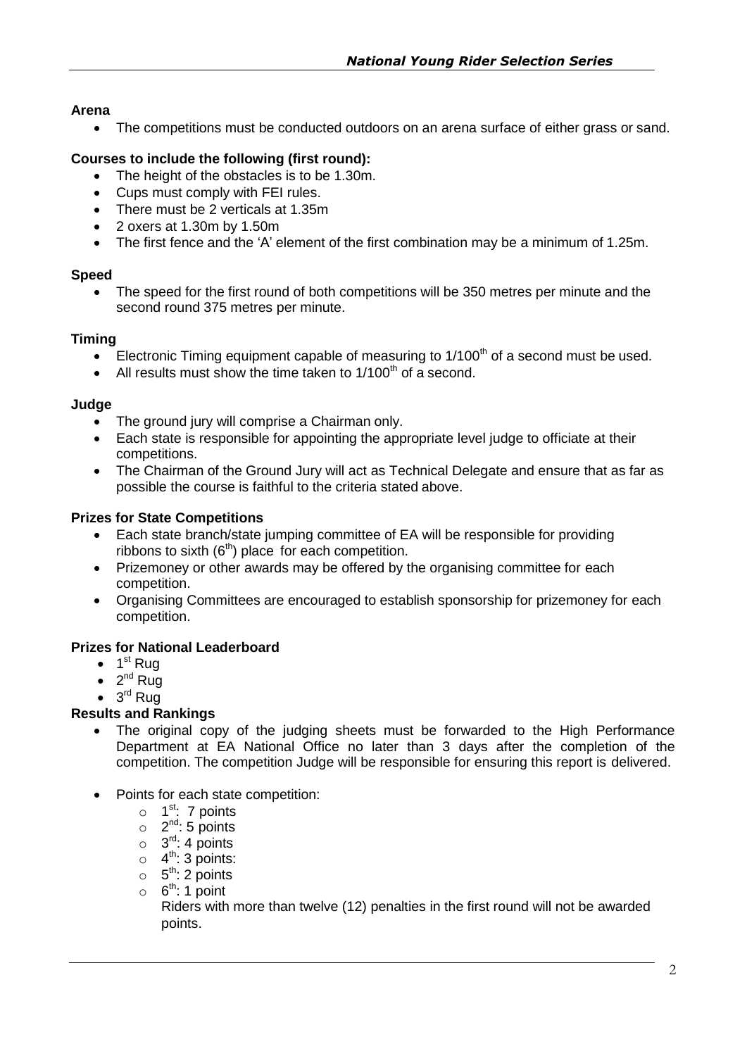**Arena**

- The competitions must be conducted outdoors on an arena surface of either grass or sand.

**Courses to include the following (first round):**

- The height of the obstacles is to be 1.30m.
- Cups must comply with FEI rules.
- There must be 2 verticals at 1.35m
- 2 oxers at 1.30m by 1.50m
- The first fence and the 'A' element of the first combination may be a minimum of 1.25m.

**Speed**

- The speed for the first round of both competitions will be 350 metres per minute and the second round 375 metres per minute.

**Timing**

- Electronic Timing equipment capable of measuring to 1/100th of a second must be used.
- All results must show the time taken to 1/100th of a second.

**Judge**

- The ground jury will comprise a Chairman only.
- Each state is responsible for appointing the appropriate level judge to officiate at their competitions.
- The Chairman of the Ground Jury will act as Technical Delegate and ensure that as far as possible the course is faithful to the criteria stated above.

**Prizes for State Competitions**

- Each state branch/state jumping committee of EA will be responsible for providing ribbons to sixth (6th) place for each competition.
- Prizemoney or other awards may be offered by the organising committee for each competition.
- Organising Committees are encouraged to establish sponsorship for prizemoney for each competition.

**Prizes for National Leaderboard**

- 1st Rug
- 2nd Rug
- 3rd Rug

**Results and Rankings**

- The original copy of the judging sheets must be forwarded to the High Performance Department at EA National Office no later than 3 days after the completion of the competition. The competition Judge will be responsible for ensuring this report is delivered.

- Points for each state competition:
    - 1st: 7 points
    - 2nd: 5 points
    - 3rd: 4 points
    - 4th: 3 points:
    - 5th: 2 points
    - 6th: 1 point

    Riders with more than twelve (12) penalties in the first round will not be awarded points.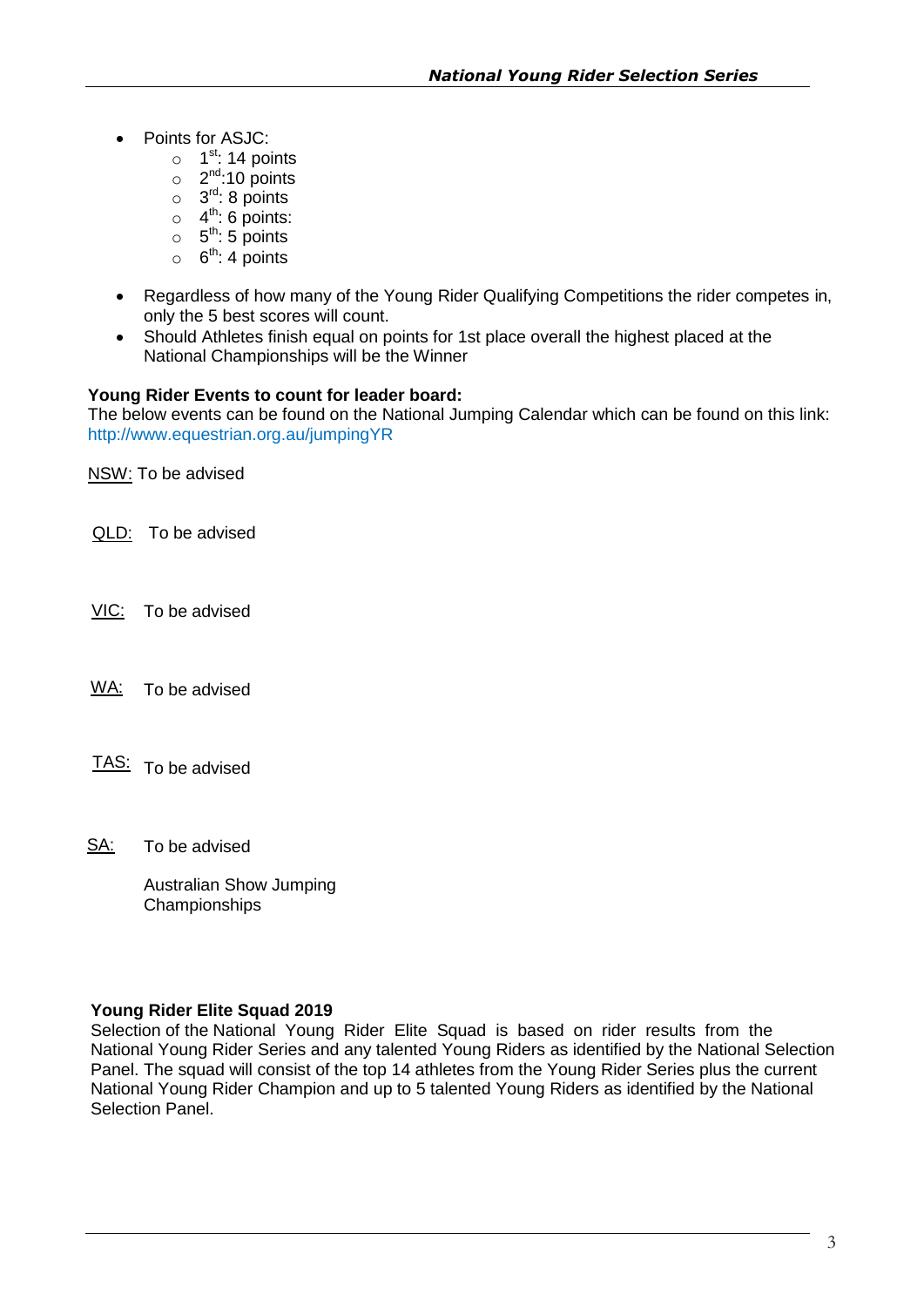- Points for ASJC:
    - 1st: 14 points
    - 2nd:10 points
    - 3rd: 8 points
    - 4th: 6 points:
    - 5th: 5 points
    - 6th: 4 points

- Regardless of how many of the Young Rider Qualifying Competitions the rider competes in, only the 5 best scores will count.
- Should Athletes finish equal on points for 1st place overall the highest placed at the National Championships will be the Winner

**Young Rider Events to count for leader board:**
The below events can be found on the National Jumping Calendar which can be found on this link: http://www.equestrian.org.au/jumpingYR

NSW: To be advised

QLD: To be advised

VIC: To be advised

WA: To be advised

TAS: To be advised

SA: To be advised

Australian Show Jumping Championships

**Young Rider Elite Squad 2019**
Selection of the National Young Rider Elite Squad is based on rider results from the National Young Rider Series and any talented Young Riders as identified by the National Selection Panel. The squad will consist of the top 14 athletes from the Young Rider Series plus the current National Young Rider Champion and up to 5 talented Young Riders as identified by the National Selection Panel.